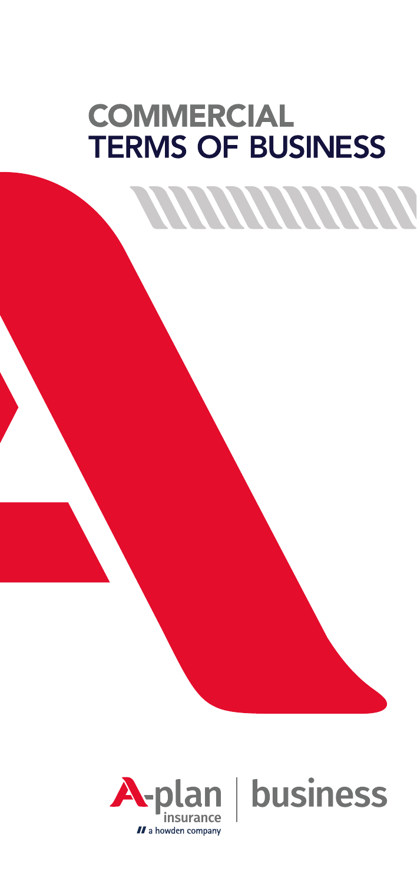# COMMERCIAL TERMS OF BUSINESS

A-plan insurance | business

a howden company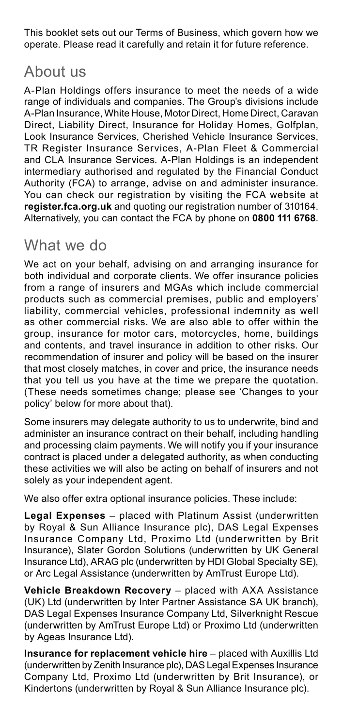This booklet sets out our Terms of Business, which govern how we operate. Please read it carefully and retain it for future reference.

## About us

A-Plan Holdings offers insurance to meet the needs of a wide range of individuals and companies. The Group's divisions include A-Plan Insurance, White House, Motor Direct, Home Direct, Caravan Direct, Liability Direct, Insurance for Holiday Homes, Golfplan, Look Insurance Services, Cherished Vehicle Insurance Services, TR Register Insurance Services, A-Plan Fleet & Commercial and CLA Insurance Services. A-Plan Holdings is an independent intermediary authorised and regulated by the Financial Conduct Authority (FCA) to arrange, advise on and administer insurance. You can check our registration by visiting the FCA website at **register.fca.org.uk** and quoting our registration number of 310164. Alternatively, you can contact the FCA by phone on **0800 111 6768**.

## What we do

We act on your behalf, advising on and arranging insurance for both individual and corporate clients. We offer insurance policies from a range of insurers and MGAs which include commercial products such as commercial premises, public and employers' liability, commercial vehicles, professional indemnity as well as other commercial risks. We are also able to offer within the group, insurance for motor cars, motorcycles, home, buildings and contents, and travel insurance in addition to other risks. Our recommendation of insurer and policy will be based on the insurer that most closely matches, in cover and price, the insurance needs that you tell us you have at the time we prepare the quotation. (These needs sometimes change; please see 'Changes to your policy' below for more about that).

Some insurers may delegate authority to us to underwrite, bind and administer an insurance contract on their behalf, including handling and processing claim payments. We will notify you if your insurance contract is placed under a delegated authority, as when conducting these activities we will also be acting on behalf of insurers and not solely as your independent agent.

We also offer extra optional insurance policies. These include:

**Legal Expenses** – placed with Platinum Assist (underwritten by Royal & Sun Alliance Insurance plc), DAS Legal Expenses Insurance Company Ltd, Proximo Ltd (underwritten by Brit Insurance), Slater Gordon Solutions (underwritten by UK General Insurance Ltd), ARAG plc (underwritten by HDI Global Specialty SE), or Arc Legal Assistance (underwritten by AmTrust Europe Ltd).

**Vehicle Breakdown Recovery** – placed with AXA Assistance (UK) Ltd (underwritten by Inter Partner Assistance SA UK branch), DAS Legal Expenses Insurance Company Ltd, Silverknight Rescue (underwritten by AmTrust Europe Ltd) or Proximo Ltd (underwritten by Ageas Insurance Ltd).

**Insurance for replacement vehicle hire** – placed with Auxillis Ltd (underwritten by Zenith Insurance plc), DAS Legal Expenses Insurance Company Ltd, Proximo Ltd (underwritten by Brit Insurance), or Kindertons (underwritten by Royal & Sun Alliance Insurance plc).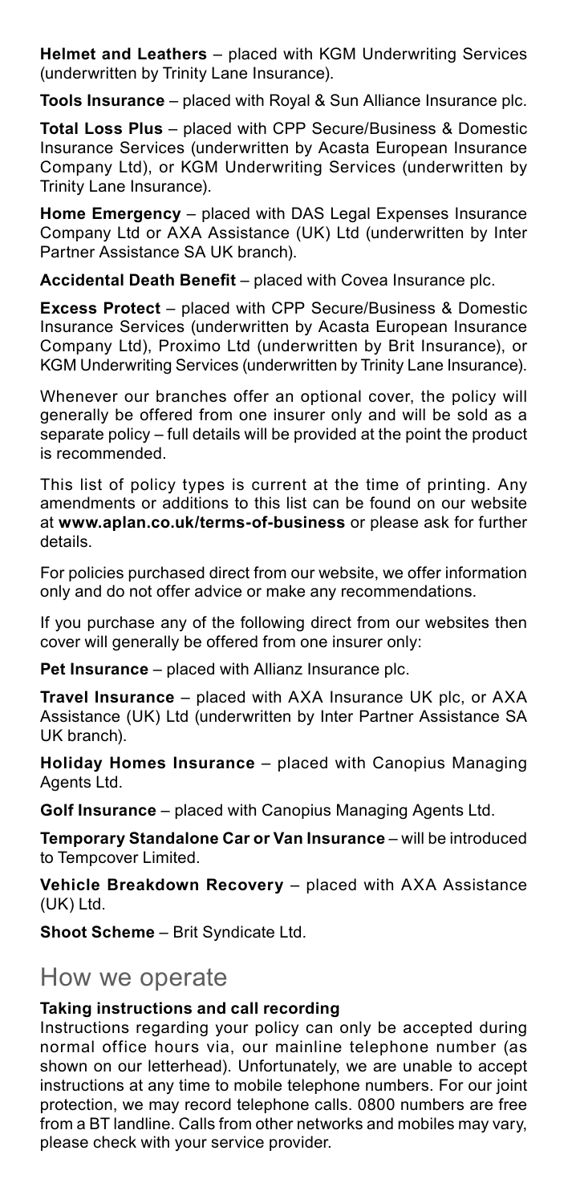**Helmet and Leathers** – placed with KGM Underwriting Services (underwritten by Trinity Lane Insurance).

**Tools Insurance** – placed with Royal & Sun Alliance Insurance plc.

**Total Loss Plus** – placed with CPP Secure/Business & Domestic Insurance Services (underwritten by Acasta European Insurance Company Ltd), or KGM Underwriting Services (underwritten by Trinity Lane Insurance).

**Home Emergency** – placed with DAS Legal Expenses Insurance Company Ltd or AXA Assistance (UK) Ltd (underwritten by Inter Partner Assistance SA UK branch).

**Accidental Death Benefit** – placed with Covea Insurance plc.

**Excess Protect** – placed with CPP Secure/Business & Domestic Insurance Services (underwritten by Acasta European Insurance Company Ltd), Proximo Ltd (underwritten by Brit Insurance), or KGM Underwriting Services (underwritten by Trinity Lane Insurance).

Whenever our branches offer an optional cover, the policy will generally be offered from one insurer only and will be sold as a separate policy – full details will be provided at the point the product is recommended.

This list of policy types is current at the time of printing. Any amendments or additions to this list can be found on our website at **www.aplan.co.uk/terms-of-business** or please ask for further details.

For policies purchased direct from our website, we offer information only and do not offer advice or make any recommendations.

If you purchase any of the following direct from our websites then cover will generally be offered from one insurer only:

**Pet Insurance** – placed with Allianz Insurance plc.

**Travel Insurance** – placed with AXA Insurance UK plc, or AXA Assistance (UK) Ltd (underwritten by Inter Partner Assistance SA UK branch).

**Holiday Homes Insurance** – placed with Canopius Managing Agents Ltd.

**Golf Insurance** – placed with Canopius Managing Agents Ltd.

**Temporary Standalone Car or Van Insurance** – will be introduced to Tempcover Limited.

**Vehicle Breakdown Recovery** – placed with AXA Assistance (UK) Ltd.

**Shoot Scheme** – Brit Syndicate Ltd.

## How we operate

**Taking instructions and call recording**

Instructions regarding your policy can only be accepted during normal office hours via, our mainline telephone number (as shown on our letterhead). Unfortunately, we are unable to accept instructions at any time to mobile telephone numbers. For our joint protection, we may record telephone calls. 0800 numbers are free from a BT landline. Calls from other networks and mobiles may vary, please check with your service provider.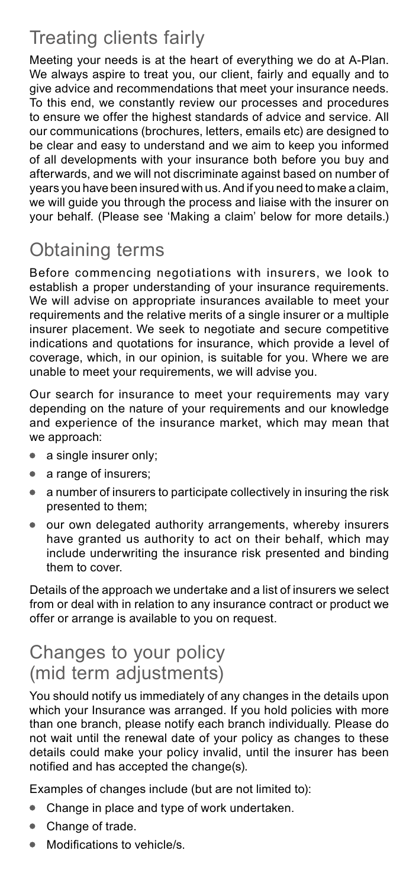## Treating clients fairly

Meeting your needs is at the heart of everything we do at A-Plan. We always aspire to treat you, our client, fairly and equally and to give advice and recommendations that meet your insurance needs. To this end, we constantly review our processes and procedures to ensure we offer the highest standards of advice and service. All our communications (brochures, letters, emails etc) are designed to be clear and easy to understand and we aim to keep you informed of all developments with your insurance both before you buy and afterwards, and we will not discriminate against based on number of years you have been insured with us. And if you need to make a claim, we will guide you through the process and liaise with the insurer on your behalf. (Please see 'Making a claim' below for more details.)

## Obtaining terms

Before commencing negotiations with insurers, we look to establish a proper understanding of your insurance requirements. We will advise on appropriate insurances available to meet your requirements and the relative merits of a single insurer or a multiple insurer placement. We seek to negotiate and secure competitive indications and quotations for insurance, which provide a level of coverage, which, in our opinion, is suitable for you. Where we are unable to meet your requirements, we will advise you.

Our search for insurance to meet your requirements may vary depending on the nature of your requirements and our knowledge and experience of the insurance market, which may mean that we approach:

- a single insurer only;
- a range of insurers;
- a number of insurers to participate collectively in insuring the risk presented to them;
- our own delegated authority arrangements, whereby insurers have granted us authority to act on their behalf, which may include underwriting the insurance risk presented and binding them to cover.

Details of the approach we undertake and a list of insurers we select from or deal with in relation to any insurance contract or product we offer or arrange is available to you on request.

## Changes to your policy (mid term adjustments)

You should notify us immediately of any changes in the details upon which your Insurance was arranged. If you hold policies with more than one branch, please notify each branch individually. Please do not wait until the renewal date of your policy as changes to these details could make your policy invalid, until the insurer has been notified and has accepted the change(s).

Examples of changes include (but are not limited to):

- Change in place and type of work undertaken.
- Change of trade.
- Modifications to vehicle/s.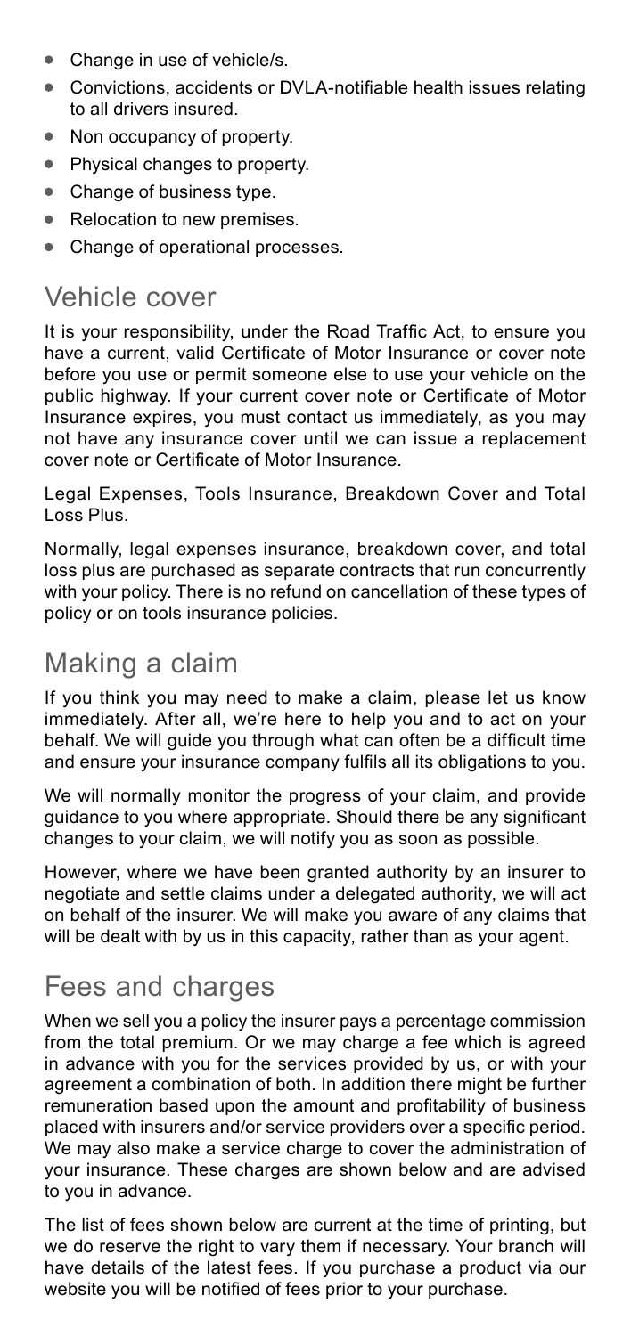- Change in use of vehicle/s.
- Convictions, accidents or DVLA-notifiable health issues relating to all drivers insured.
- Non occupancy of property.
- Physical changes to property.
- Change of business type.
- Relocation to new premises.
- Change of operational processes.

## Vehicle cover

It is your responsibility, under the Road Traffic Act, to ensure you have a current, valid Certificate of Motor Insurance or cover note before you use or permit someone else to use your vehicle on the public highway. If your current cover note or Certificate of Motor Insurance expires, you must contact us immediately, as you may not have any insurance cover until we can issue a replacement cover note or Certificate of Motor Insurance.

Legal Expenses, Tools Insurance, Breakdown Cover and Total Loss Plus.

Normally, legal expenses insurance, breakdown cover, and total loss plus are purchased as separate contracts that run concurrently with your policy. There is no refund on cancellation of these types of policy or on tools insurance policies.

## Making a claim

If you think you may need to make a claim, please let us know immediately. After all, we're here to help you and to act on your behalf. We will guide you through what can often be a difficult time and ensure your insurance company fulfils all its obligations to you.

We will normally monitor the progress of your claim, and provide guidance to you where appropriate. Should there be any significant changes to your claim, we will notify you as soon as possible.

However, where we have been granted authority by an insurer to negotiate and settle claims under a delegated authority, we will act on behalf of the insurer. We will make you aware of any claims that will be dealt with by us in this capacity, rather than as your agent.

## Fees and charges

When we sell you a policy the insurer pays a percentage commission from the total premium. Or we may charge a fee which is agreed in advance with you for the services provided by us, or with your agreement a combination of both. In addition there might be further remuneration based upon the amount and profitability of business placed with insurers and/or service providers over a specific period. We may also make a service charge to cover the administration of your insurance. These charges are shown below and are advised to you in advance.

The list of fees shown below are current at the time of printing, but we do reserve the right to vary them if necessary. Your branch will have details of the latest fees. If you purchase a product via our website you will be notified of fees prior to your purchase.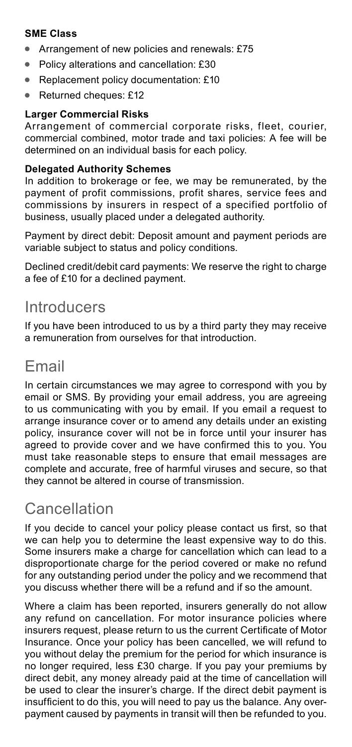**SME Class**

- Arrangement of new policies and renewals: £75
- Policy alterations and cancellation: £30
- Replacement policy documentation: £10
- Returned cheques: £12

**Larger Commercial Risks**

Arrangement of commercial corporate risks, fleet, courier, commercial combined, motor trade and taxi policies: A fee will be determined on an individual basis for each policy.

**Delegated Authority Schemes**

In addition to brokerage or fee, we may be remunerated, by the payment of profit commissions, profit shares, service fees and commissions by insurers in respect of a specified portfolio of business, usually placed under a delegated authority.

Payment by direct debit: Deposit amount and payment periods are variable subject to status and policy conditions.

Declined credit/debit card payments: We reserve the right to charge a fee of £10 for a declined payment.

## Introducers

If you have been introduced to us by a third party they may receive a remuneration from ourselves for that introduction.

## Email

In certain circumstances we may agree to correspond with you by email or SMS. By providing your email address, you are agreeing to us communicating with you by email. If you email a request to arrange insurance cover or to amend any details under an existing policy, insurance cover will not be in force until your insurer has agreed to provide cover and we have confirmed this to you. You must take reasonable steps to ensure that email messages are complete and accurate, free of harmful viruses and secure, so that they cannot be altered in course of transmission.

## Cancellation

If you decide to cancel your policy please contact us first, so that we can help you to determine the least expensive way to do this. Some insurers make a charge for cancellation which can lead to a disproportionate charge for the period covered or make no refund for any outstanding period under the policy and we recommend that you discuss whether there will be a refund and if so the amount.

Where a claim has been reported, insurers generally do not allow any refund on cancellation. For motor insurance policies where insurers request, please return to us the current Certificate of Motor Insurance. Once your policy has been cancelled, we will refund to you without delay the premium for the period for which insurance is no longer required, less £30 charge. If you pay your premiums by direct debit, any money already paid at the time of cancellation will be used to clear the insurer's charge. If the direct debit payment is insufficient to do this, you will need to pay us the balance. Any over-payment caused by payments in transit will then be refunded to you.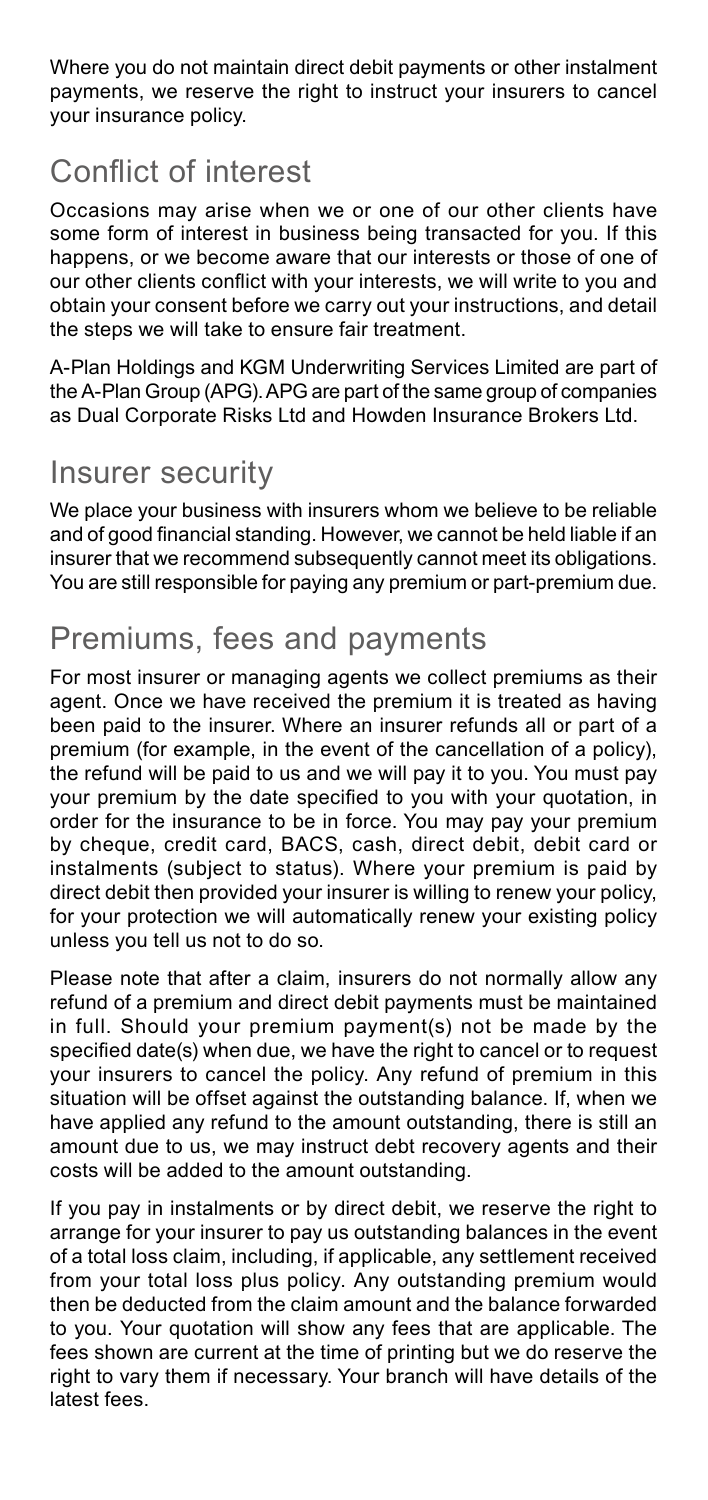Where you do not maintain direct debit payments or other instalment payments, we reserve the right to instruct your insurers to cancel your insurance policy.

## Conflict of interest

Occasions may arise when we or one of our other clients have some form of interest in business being transacted for you. If this happens, or we become aware that our interests or those of one of our other clients conflict with your interests, we will write to you and obtain your consent before we carry out your instructions, and detail the steps we will take to ensure fair treatment.

A-Plan Holdings and KGM Underwriting Services Limited are part of the A-Plan Group (APG). APG are part of the same group of companies as Dual Corporate Risks Ltd and Howden Insurance Brokers Ltd.

## Insurer security

We place your business with insurers whom we believe to be reliable and of good financial standing. However, we cannot be held liable if an insurer that we recommend subsequently cannot meet its obligations. You are still responsible for paying any premium or part-premium due.

## Premiums, fees and payments

For most insurer or managing agents we collect premiums as their agent. Once we have received the premium it is treated as having been paid to the insurer. Where an insurer refunds all or part of a premium (for example, in the event of the cancellation of a policy), the refund will be paid to us and we will pay it to you. You must pay your premium by the date specified to you with your quotation, in order for the insurance to be in force. You may pay your premium by cheque, credit card, BACS, cash, direct debit, debit card or instalments (subject to status). Where your premium is paid by direct debit then provided your insurer is willing to renew your policy, for your protection we will automatically renew your existing policy unless you tell us not to do so.

Please note that after a claim, insurers do not normally allow any refund of a premium and direct debit payments must be maintained in full. Should your premium payment(s) not be made by the specified date(s) when due, we have the right to cancel or to request your insurers to cancel the policy. Any refund of premium in this situation will be offset against the outstanding balance. If, when we have applied any refund to the amount outstanding, there is still an amount due to us, we may instruct debt recovery agents and their costs will be added to the amount outstanding.

If you pay in instalments or by direct debit, we reserve the right to arrange for your insurer to pay us outstanding balances in the event of a total loss claim, including, if applicable, any settlement received from your total loss plus policy. Any outstanding premium would then be deducted from the claim amount and the balance forwarded to you. Your quotation will show any fees that are applicable. The fees shown are current at the time of printing but we do reserve the right to vary them if necessary. Your branch will have details of the latest fees.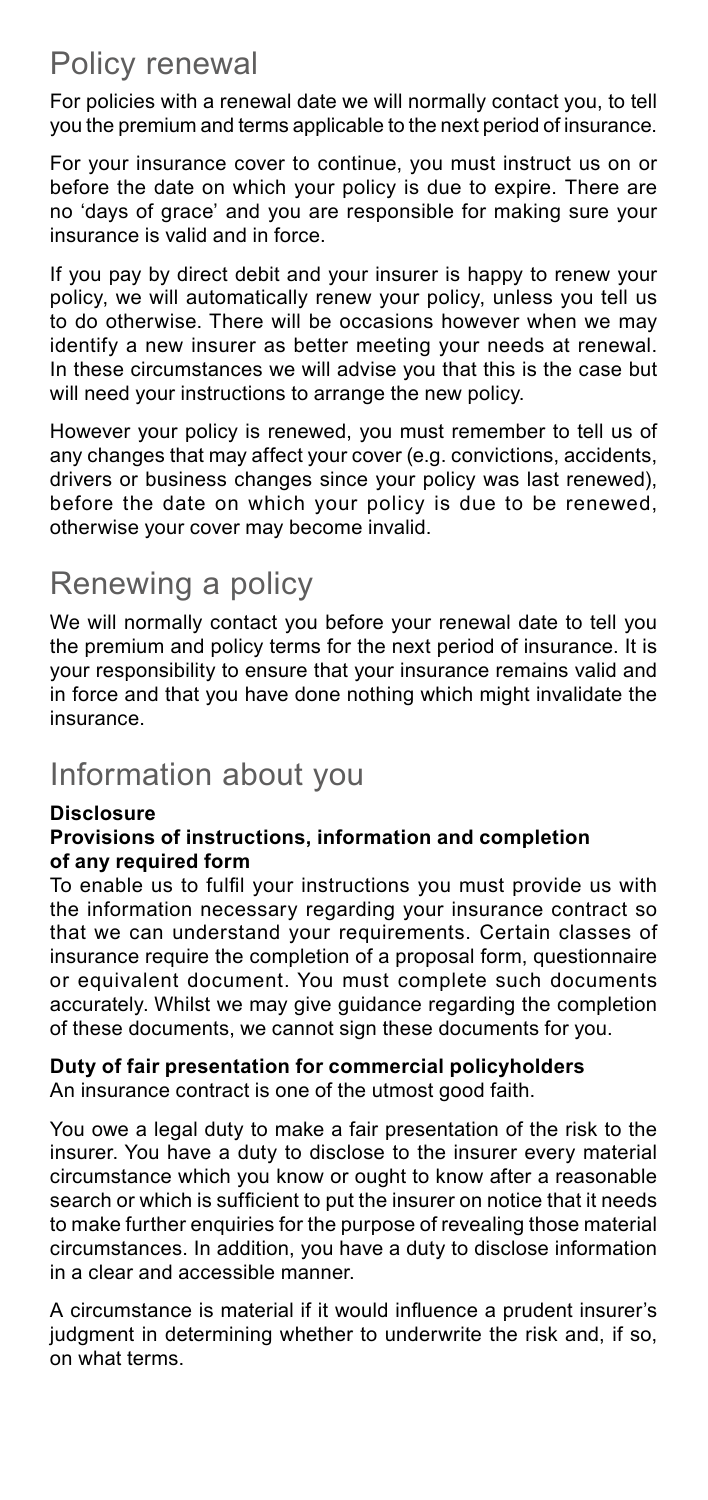## Policy renewal

For policies with a renewal date we will normally contact you, to tell you the premium and terms applicable to the next period of insurance.

For your insurance cover to continue, you must instruct us on or before the date on which your policy is due to expire. There are no 'days of grace' and you are responsible for making sure your insurance is valid and in force.

If you pay by direct debit and your insurer is happy to renew your policy, we will automatically renew your policy, unless you tell us to do otherwise. There will be occasions however when we may identify a new insurer as better meeting your needs at renewal. In these circumstances we will advise you that this is the case but will need your instructions to arrange the new policy.

However your policy is renewed, you must remember to tell us of any changes that may affect your cover (e.g. convictions, accidents, drivers or business changes since your policy was last renewed), before the date on which your policy is due to be renewed, otherwise your cover may become invalid.

## Renewing a policy

We will normally contact you before your renewal date to tell you the premium and policy terms for the next period of insurance. It is your responsibility to ensure that your insurance remains valid and in force and that you have done nothing which might invalidate the insurance.

## Information about you

**Disclosure**

**Provisions of instructions, information and completion of any required form**

To enable us to fulfil your instructions you must provide us with the information necessary regarding your insurance contract so that we can understand your requirements. Certain classes of insurance require the completion of a proposal form, questionnaire or equivalent document. You must complete such documents accurately. Whilst we may give guidance regarding the completion of these documents, we cannot sign these documents for you.

**Duty of fair presentation for commercial policyholders**

An insurance contract is one of the utmost good faith.

You owe a legal duty to make a fair presentation of the risk to the insurer. You have a duty to disclose to the insurer every material circumstance which you know or ought to know after a reasonable search or which is sufficient to put the insurer on notice that it needs to make further enquiries for the purpose of revealing those material circumstances. In addition, you have a duty to disclose information in a clear and accessible manner.

A circumstance is material if it would influence a prudent insurer's judgment in determining whether to underwrite the risk and, if so, on what terms.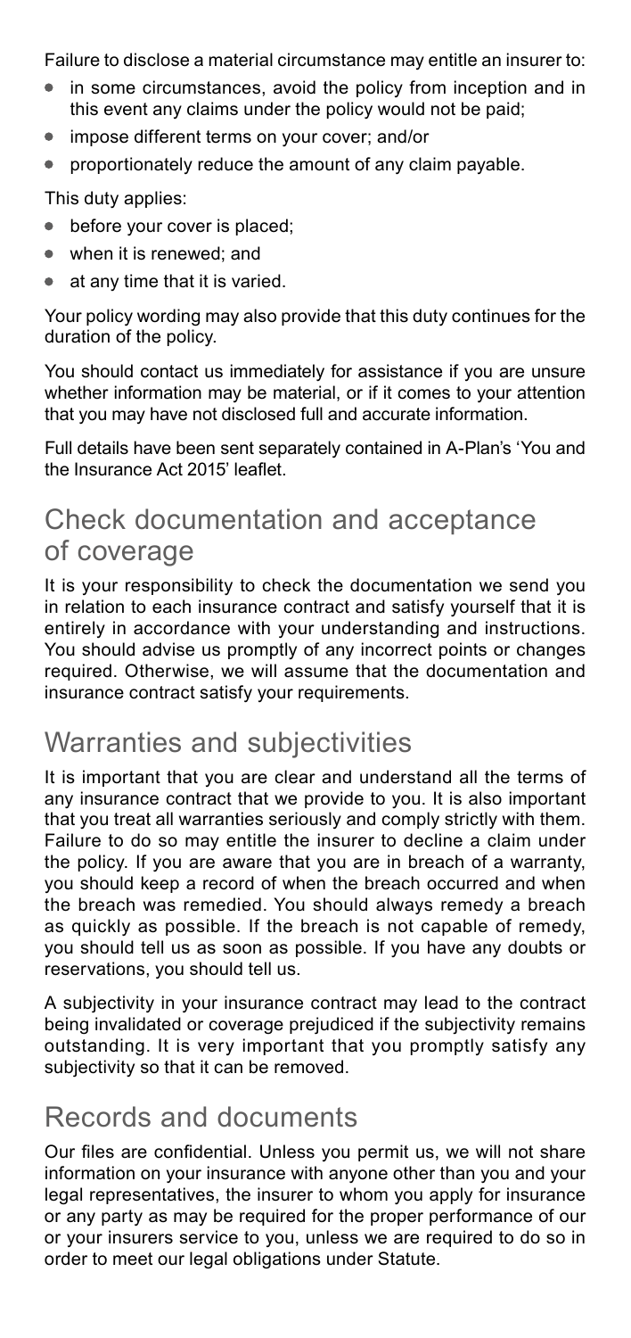Failure to disclose a material circumstance may entitle an insurer to:

- in some circumstances, avoid the policy from inception and in this event any claims under the policy would not be paid;
- impose different terms on your cover; and/or
- proportionately reduce the amount of any claim payable.

This duty applies:

- before your cover is placed;
- when it is renewed; and
- at any time that it is varied.

Your policy wording may also provide that this duty continues for the duration of the policy.

You should contact us immediately for assistance if you are unsure whether information may be material, or if it comes to your attention that you may have not disclosed full and accurate information.

Full details have been sent separately contained in A-Plan's 'You and the Insurance Act 2015' leaflet.

## Check documentation and acceptance of coverage

It is your responsibility to check the documentation we send you in relation to each insurance contract and satisfy yourself that it is entirely in accordance with your understanding and instructions. You should advise us promptly of any incorrect points or changes required. Otherwise, we will assume that the documentation and insurance contract satisfy your requirements.

## Warranties and subjectivities

It is important that you are clear and understand all the terms of any insurance contract that we provide to you. It is also important that you treat all warranties seriously and comply strictly with them. Failure to do so may entitle the insurer to decline a claim under the policy. If you are aware that you are in breach of a warranty, you should keep a record of when the breach occurred and when the breach was remedied. You should always remedy a breach as quickly as possible. If the breach is not capable of remedy, you should tell us as soon as possible. If you have any doubts or reservations, you should tell us.

A subjectivity in your insurance contract may lead to the contract being invalidated or coverage prejudiced if the subjectivity remains outstanding. It is very important that you promptly satisfy any subjectivity so that it can be removed.

## Records and documents

Our files are confidential. Unless you permit us, we will not share information on your insurance with anyone other than you and your legal representatives, the insurer to whom you apply for insurance or any party as may be required for the proper performance of our or your insurers service to you, unless we are required to do so in order to meet our legal obligations under Statute.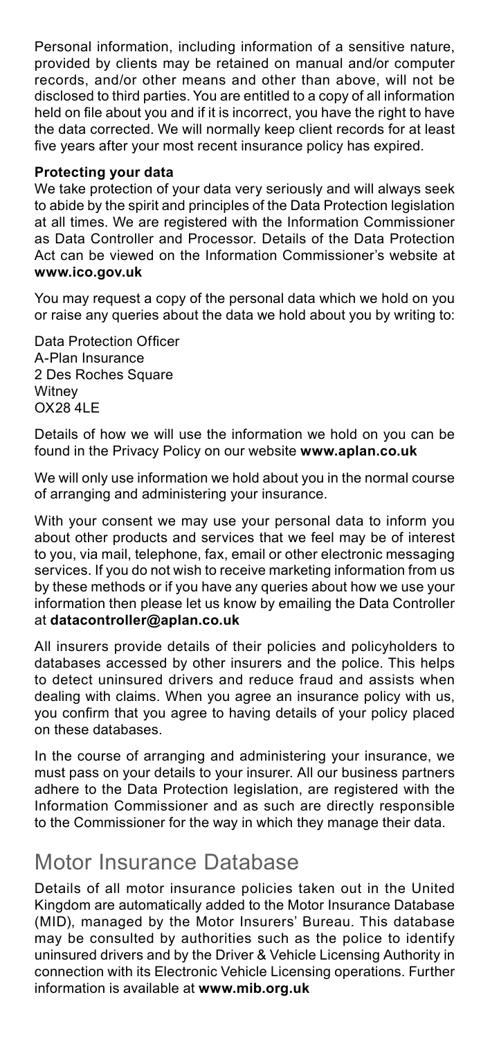Personal information, including information of a sensitive nature, provided by clients may be retained on manual and/or computer records, and/or other means and other than above, will not be disclosed to third parties. You are entitled to a copy of all information held on file about you and if it is incorrect, you have the right to have the data corrected. We will normally keep client records for at least five years after your most recent insurance policy has expired.

**Protecting your data**

We take protection of your data very seriously and will always seek to abide by the spirit and principles of the Data Protection legislation at all times. We are registered with the Information Commissioner as Data Controller and Processor. Details of the Data Protection Act can be viewed on the Information Commissioner's website at **www.ico.gov.uk**

You may request a copy of the personal data which we hold on you or raise any queries about the data we hold about you by writing to:

Data Protection Officer  
A-Plan Insurance  
2 Des Roches Square  
Witney  
OX28 4LE

Details of how we will use the information we hold on you can be found in the Privacy Policy on our website **www.aplan.co.uk**

We will only use information we hold about you in the normal course of arranging and administering your insurance.

With your consent we may use your personal data to inform you about other products and services that we feel may be of interest to you, via mail, telephone, fax, email or other electronic messaging services. If you do not wish to receive marketing information from us by these methods or if you have any queries about how we use your information then please let us know by emailing the Data Controller at **datacontroller@aplan.co.uk**

All insurers provide details of their policies and policyholders to databases accessed by other insurers and the police. This helps to detect uninsured drivers and reduce fraud and assists when dealing with claims. When you agree an insurance policy with us, you confirm that you agree to having details of your policy placed on these databases.

In the course of arranging and administering your insurance, we must pass on your details to your insurer. All our business partners adhere to the Data Protection legislation, are registered with the Information Commissioner and as such are directly responsible to the Commissioner for the way in which they manage their data.

## Motor Insurance Database

Details of all motor insurance policies taken out in the United Kingdom are automatically added to the Motor Insurance Database (MID), managed by the Motor Insurers' Bureau. This database may be consulted by authorities such as the police to identify uninsured drivers and by the Driver & Vehicle Licensing Authority in connection with its Electronic Vehicle Licensing operations. Further information is available at **www.mib.org.uk**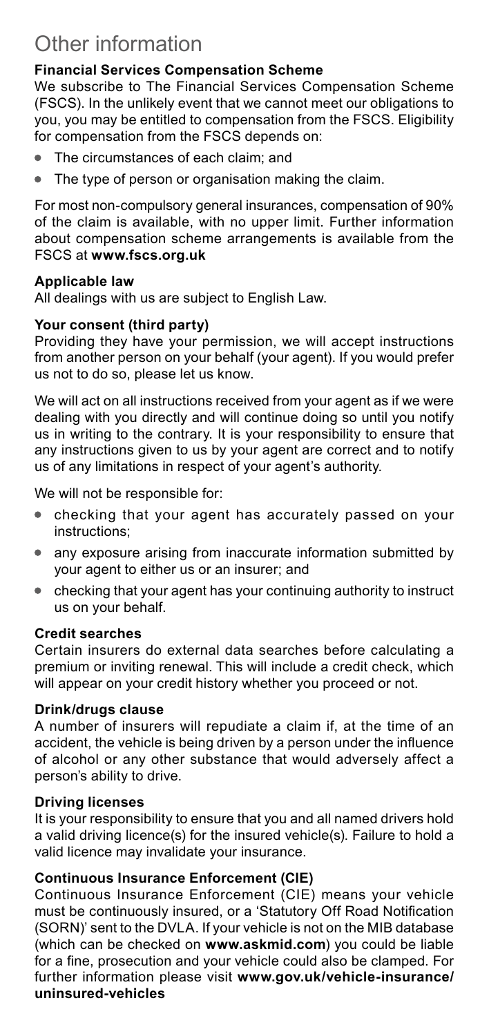# Other information

### Financial Services Compensation Scheme

We subscribe to The Financial Services Compensation Scheme (FSCS). In the unlikely event that we cannot meet our obligations to you, you may be entitled to compensation from the FSCS. Eligibility for compensation from the FSCS depends on:

- The circumstances of each claim; and
- The type of person or organisation making the claim.

For most non-compulsory general insurances, compensation of 90% of the claim is available, with no upper limit. Further information about compensation scheme arrangements is available from the FSCS at **www.fscs.org.uk**

### Applicable law

All dealings with us are subject to English Law.

### Your consent (third party)

Providing they have your permission, we will accept instructions from another person on your behalf (your agent). If you would prefer us not to do so, please let us know.

We will act on all instructions received from your agent as if we were dealing with you directly and will continue doing so until you notify us in writing to the contrary. It is your responsibility to ensure that any instructions given to us by your agent are correct and to notify us of any limitations in respect of your agent's authority.

We will not be responsible for:

- checking that your agent has accurately passed on your instructions;
- any exposure arising from inaccurate information submitted by your agent to either us or an insurer; and
- checking that your agent has your continuing authority to instruct us on your behalf.

### Credit searches

Certain insurers do external data searches before calculating a premium or inviting renewal. This will include a credit check, which will appear on your credit history whether you proceed or not.

### Drink/drugs clause

A number of insurers will repudiate a claim if, at the time of an accident, the vehicle is being driven by a person under the influence of alcohol or any other substance that would adversely affect a person's ability to drive.

### Driving licenses

It is your responsibility to ensure that you and all named drivers hold a valid driving licence(s) for the insured vehicle(s). Failure to hold a valid licence may invalidate your insurance.

### Continuous Insurance Enforcement (CIE)

Continuous Insurance Enforcement (CIE) means your vehicle must be continuously insured, or a 'Statutory Off Road Notification (SORN)' sent to the DVLA. If your vehicle is not on the MIB database (which can be checked on **www.askmid.com**) you could be liable for a fine, prosecution and your vehicle could also be clamped. For further information please visit **www.gov.uk/vehicle-insurance/uninsured-vehicles**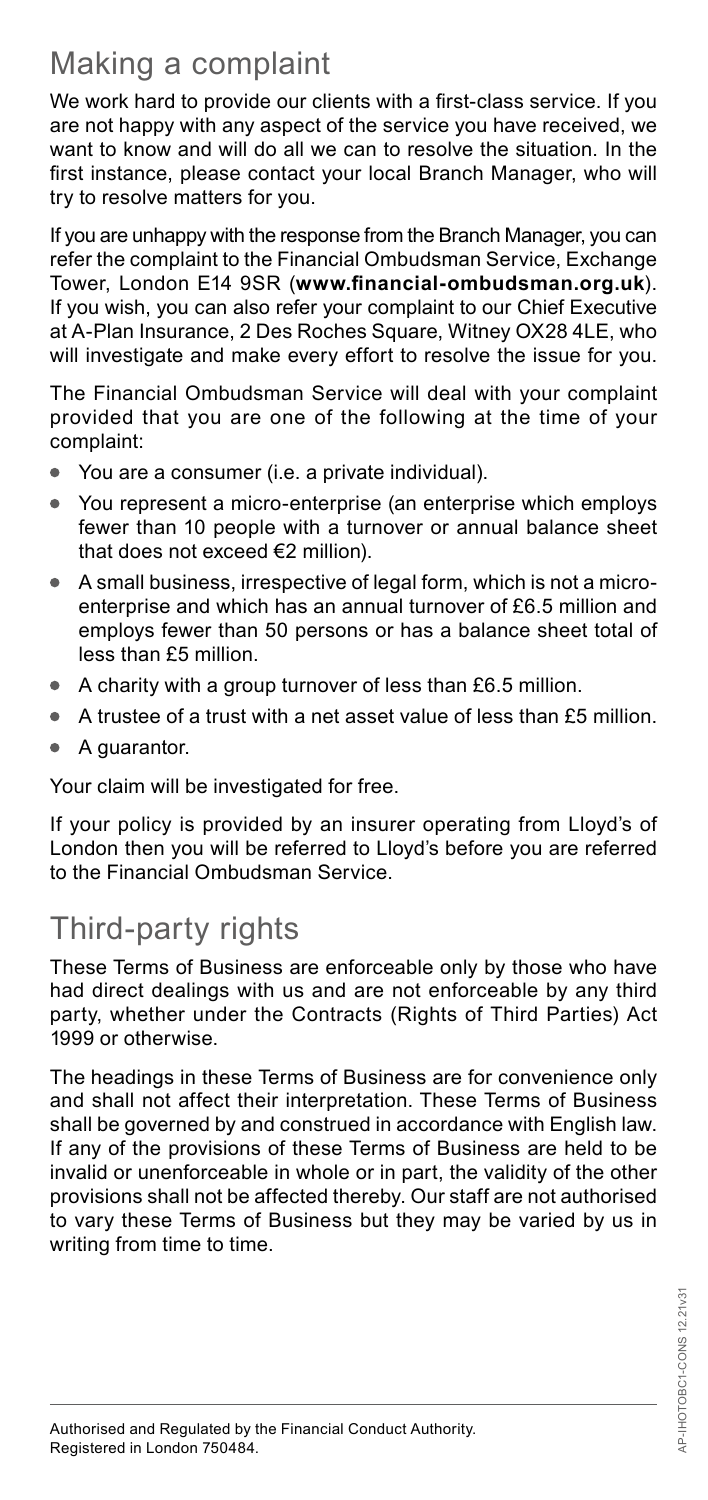## Making a complaint

We work hard to provide our clients with a first-class service. If you are not happy with any aspect of the service you have received, we want to know and will do all we can to resolve the situation. In the first instance, please contact your local Branch Manager, who will try to resolve matters for you.

If you are unhappy with the response from the Branch Manager, you can refer the complaint to the Financial Ombudsman Service, Exchange Tower, London E14 9SR (**www.financial-ombudsman.org.uk**). If you wish, you can also refer your complaint to our Chief Executive at A-Plan Insurance, 2 Des Roches Square, Witney OX28 4LE, who will investigate and make every effort to resolve the issue for you.

The Financial Ombudsman Service will deal with your complaint provided that you are one of the following at the time of your complaint:

- You are a consumer (i.e. a private individual).
- You represent a micro-enterprise (an enterprise which employs fewer than 10 people with a turnover or annual balance sheet that does not exceed €2 million).
- A small business, irrespective of legal form, which is not a micro-enterprise and which has an annual turnover of £6.5 million and employs fewer than 50 persons or has a balance sheet total of less than £5 million.
- A charity with a group turnover of less than £6.5 million.
- A trustee of a trust with a net asset value of less than £5 million.
- A guarantor.

Your claim will be investigated for free.

If your policy is provided by an insurer operating from Lloyd's of London then you will be referred to Lloyd's before you are referred to the Financial Ombudsman Service.

## Third-party rights

These Terms of Business are enforceable only by those who have had direct dealings with us and are not enforceable by any third party, whether under the Contracts (Rights of Third Parties) Act 1999 or otherwise.

The headings in these Terms of Business are for convenience only and shall not affect their interpretation. These Terms of Business shall be governed by and construed in accordance with English law. If any of the provisions of these Terms of Business are held to be invalid or unenforceable in whole or in part, the validity of the other provisions shall not be affected thereby. Our staff are not authorised to vary these Terms of Business but they may be varied by us in writing from time to time.

Authorised and Regulated by the Financial Conduct Authority.
Registered in London 750484.

AP-IHOTOBC1-CONS 12.21v31